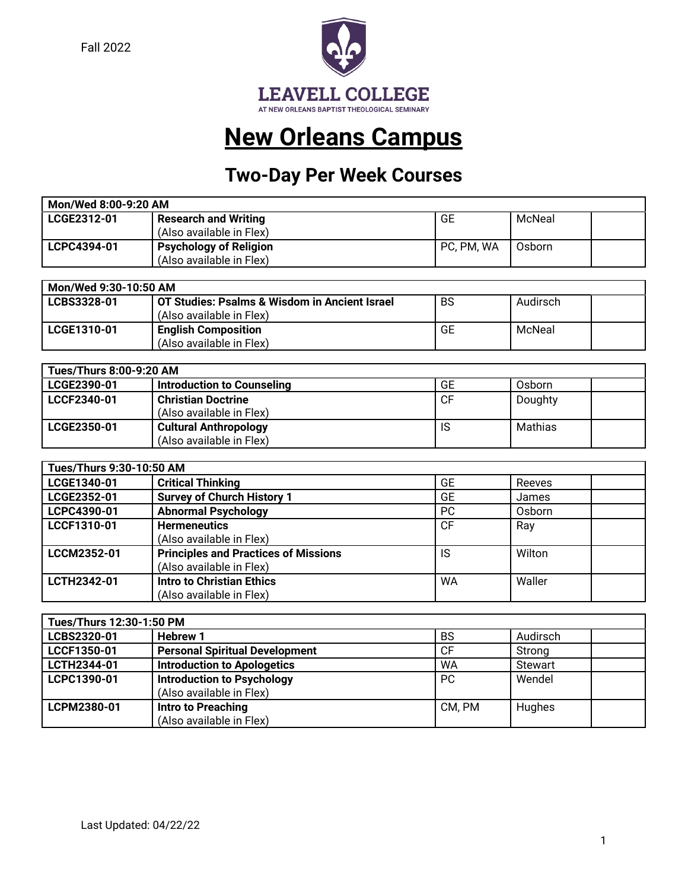Fall 2022

LEAVELL COLLEGE
AT NEW ORLEANS BAPTIST THEOLOGICAL SEMINARY

# New Orleans Campus

## Two-Day Per Week Courses

| Mon/Wed 8:00-9:20 AM | | | | |
|---|---|---|---|---|
| LCGE2312-01 | **Research and Writing** (Also available in Flex) | GE | McNeal | |
| LCPC4394-01 | **Psychology of Religion** (Also available in Flex) | PC, PM, WA | Osborn | |

| Mon/Wed 9:30-10:50 AM | | | | |
|---|---|---|---|---|
| LCBS3328-01 | **OT Studies: Psalms & Wisdom in Ancient Israel** (Also available in Flex) | BS | Audirsch | |
| LCGE1310-01 | **English Composition** (Also available in Flex) | GE | McNeal | |

| Tues/Thurs 8:00-9:20 AM | | | | |
|---|---|---|---|---|
| LCGE2390-01 | **Introduction to Counseling** | GE | Osborn | |
| LCCF2340-01 | **Christian Doctrine** (Also available in Flex) | CF | Doughty | |
| LCGE2350-01 | **Cultural Anthropology** (Also available in Flex) | IS | Mathias | |

| Tues/Thurs 9:30-10:50 AM | | | | |
|---|---|---|---|---|
| LCGE1340-01 | **Critical Thinking** | GE | Reeves | |
| LCGE2352-01 | **Survey of Church History 1** | GE | James | |
| LCPC4390-01 | **Abnormal Psychology** | PC | Osborn | |
| LCCF1310-01 | **Hermeneutics** (Also available in Flex) | CF | Ray | |
| LCCM2352-01 | **Principles and Practices of Missions** (Also available in Flex) | IS | Wilton | |
| LCTH2342-01 | **Intro to Christian Ethics** (Also available in Flex) | WA | Waller | |

| Tues/Thurs 12:30-1:50 PM | | | | |
|---|---|---|---|---|
| LCBS2320-01 | **Hebrew 1** | BS | Audirsch | |
| LCCF1350-01 | **Personal Spiritual Development** | CF | Strong | |
| LCTH2344-01 | **Introduction to Apologetics** | WA | Stewart | |
| LCPC1390-01 | **Introduction to Psychology** (Also available in Flex) | PC | Wendel | |
| LCPM2380-01 | **Intro to Preaching** (Also available in Flex) | CM, PM | Hughes | |

Last Updated: 04/22/22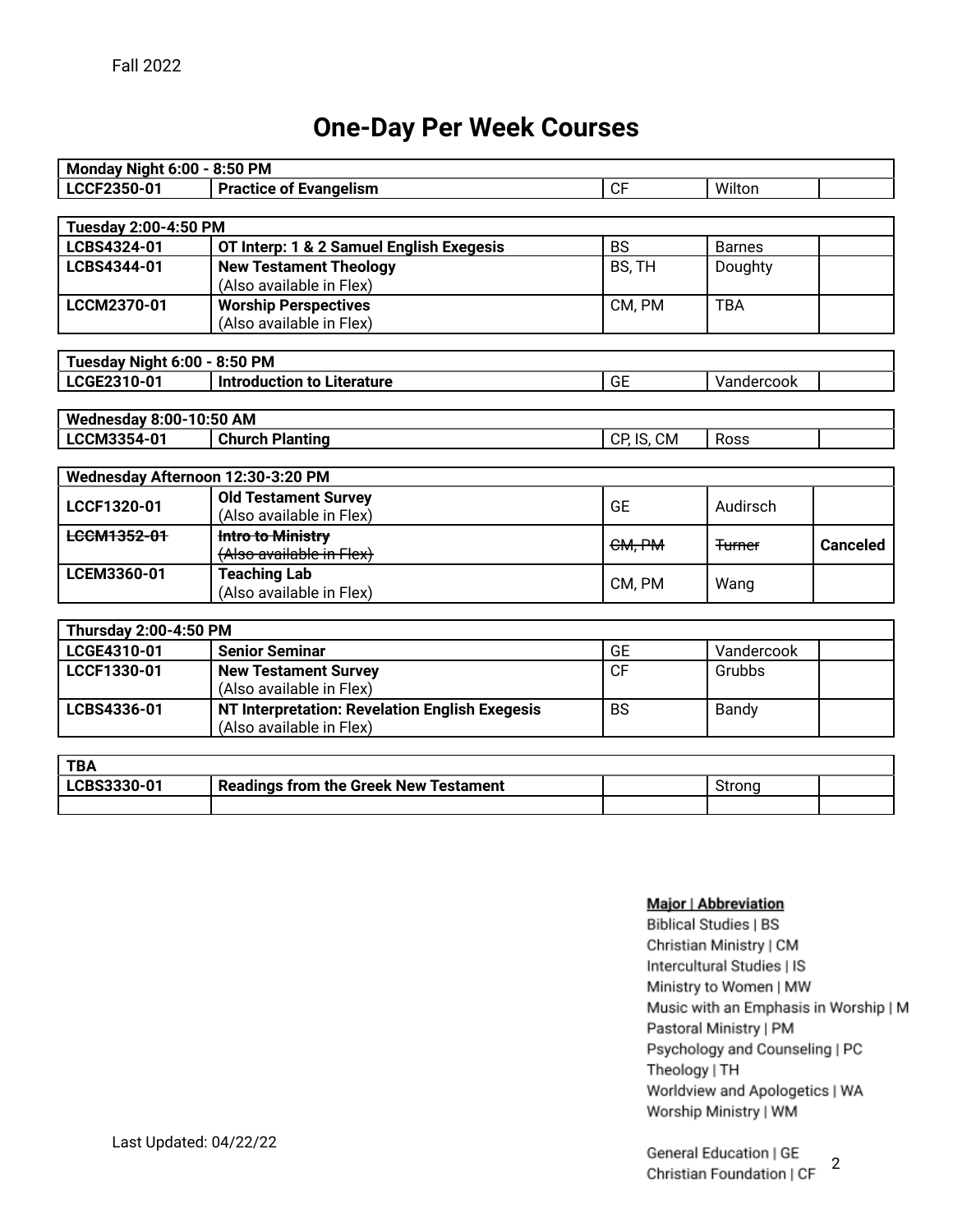Fall 2022

# One-Day Per Week Courses

| Monday Night 6:00 - 8:50 PM | | | | |
|---|---|---|---|---|
| **LCCF2350-01** | **Practice of Evangelism** | CF | Wilton | |

| Tuesday 2:00-4:50 PM | | | | |
|---|---|---|---|---|
| **LCBS4324-01** | **OT Interp: 1 & 2 Samuel English Exegesis** | BS | Barnes | |
| **LCBS4344-01** | **New Testament Theology** (Also available in Flex) | BS, TH | Doughty | |
| **LCCM2370-01** | **Worship Perspectives** (Also available in Flex) | CM, PM | TBA | |

| Tuesday Night 6:00 - 8:50 PM | | | | |
|---|---|---|---|---|
| **LCGE2310-01** | **Introduction to Literature** | GE | Vandercook | |

| Wednesday 8:00-10:50 AM | | | | |
|---|---|---|---|---|
| **LCCM3354-01** | **Church Planting** | CP, IS, CM | Ross | |

| Wednesday Afternoon 12:30-3:20 PM | | | | |
|---|---|---|---|---|
| **LCCF1320-01** | **Old Testament Survey** (Also available in Flex) | GE | Audirsch | |
| ~~**LCCM1352-01**~~ | ~~**Intro to Ministry** (Also available in Flex)~~ | ~~CM, PM~~ | ~~Turner~~ | **Canceled** |
| **LCEM3360-01** | **Teaching Lab** (Also available in Flex) | CM, PM | Wang | |

| Thursday 2:00-4:50 PM | | | | |
|---|---|---|---|---|
| **LCGE4310-01** | **Senior Seminar** | GE | Vandercook | |
| **LCCF1330-01** | **New Testament Survey** (Also available in Flex) | CF | Grubbs | |
| **LCBS4336-01** | **NT Interpretation: Revelation English Exegesis** (Also available in Flex) | BS | Bandy | |

| TBA | | | | |
|---|---|---|---|---|
| **LCBS3330-01** | **Readings from the Greek New Testament** | | Strong | |
| | | | | |

**Major | Abbreviation**

Biblical Studies | BS
Christian Ministry | CM
Intercultural Studies | IS
Ministry to Women | MW
Music with an Emphasis in Worship | M
Pastoral Ministry | PM
Psychology and Counseling | PC
Theology | TH
Worldview and Apologetics | WA
Worship Ministry | WM

General Education | GE
Christian Foundation | CF

Last Updated: 04/22/22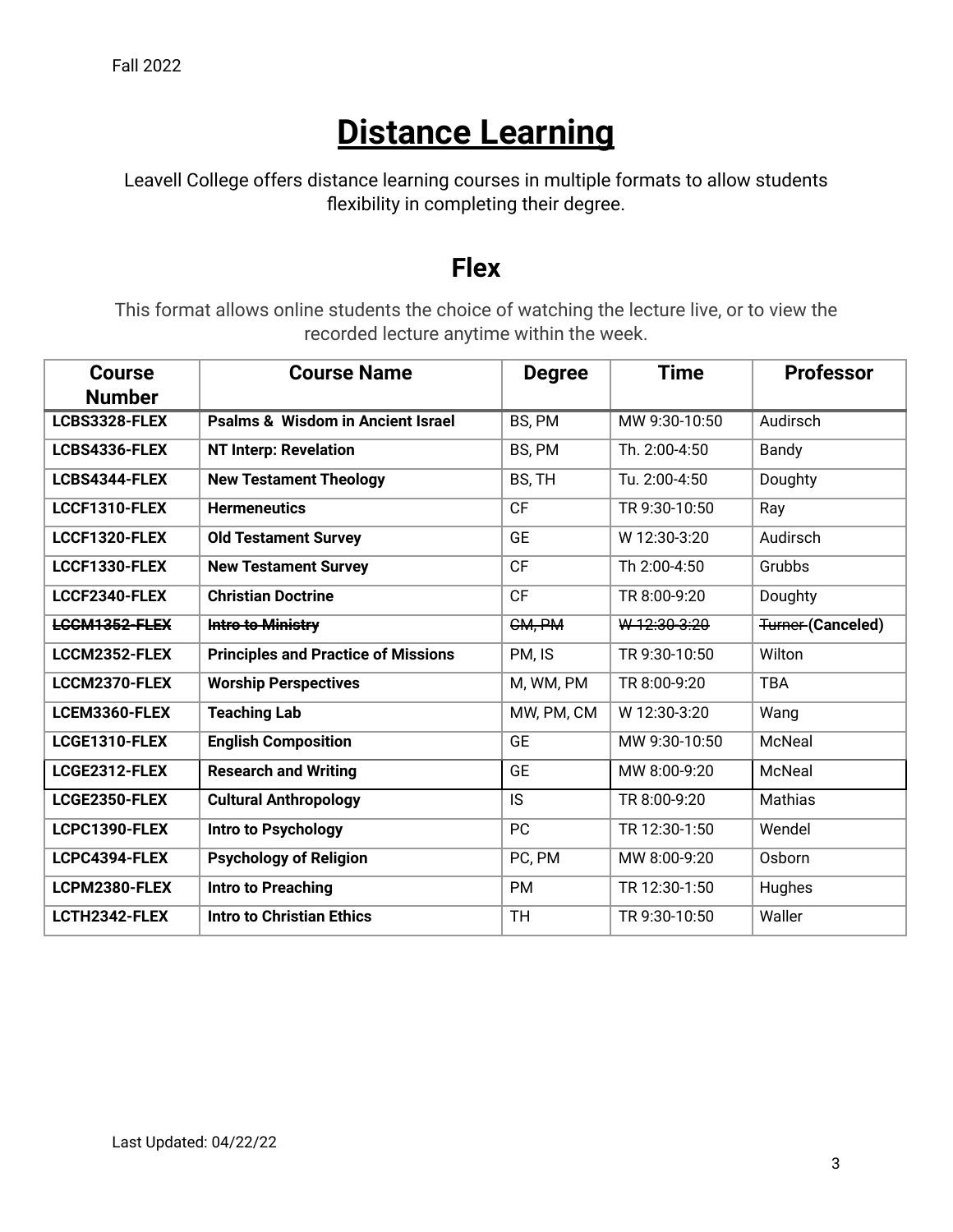Fall 2022

# Distance Learning

Leavell College offers distance learning courses in multiple formats to allow students flexibility in completing their degree.

## Flex

This format allows online students the choice of watching the lecture live, or to view the recorded lecture anytime within the week.

| Course Number | Course Name | Degree | Time | Professor |
|---|---|---|---|---|
| **LCBS3328-FLEX** | **Psalms & Wisdom in Ancient Israel** | BS, PM | MW 9:30-10:50 | Audirsch |
| **LCBS4336-FLEX** | **NT Interp: Revelation** | BS, PM | Th. 2:00-4:50 | Bandy |
| **LCBS4344-FLEX** | **New Testament Theology** | BS, TH | Tu. 2:00-4:50 | Doughty |
| **LCCF1310-FLEX** | **Hermeneutics** | CF | TR 9:30-10:50 | Ray |
| **LCCF1320-FLEX** | **Old Testament Survey** | GE | W 12:30-3:20 | Audirsch |
| **LCCF1330-FLEX** | **New Testament Survey** | CF | Th 2:00-4:50 | Grubbs |
| **LCCF2340-FLEX** | **Christian Doctrine** | CF | TR 8:00-9:20 | Doughty |
| ~~**LCCM1352-FLEX**~~ | ~~**Intro to Ministry**~~ | ~~CM, PM~~ | ~~W 12:30-3:20~~ | ~~Turner~~ **(Canceled)** |
| **LCCM2352-FLEX** | **Principles and Practice of Missions** | PM, IS | TR 9:30-10:50 | Wilton |
| **LCCM2370-FLEX** | **Worship Perspectives** | M, WM, PM | TR 8:00-9:20 | TBA |
| **LCEM3360-FLEX** | **Teaching Lab** | MW, PM, CM | W 12:30-3:20 | Wang |
| **LCGE1310-FLEX** | **English Composition** | GE | MW 9:30-10:50 | McNeal |
| **LCGE2312-FLEX** | **Research and Writing** | GE | MW 8:00-9:20 | McNeal |
| **LCGE2350-FLEX** | **Cultural Anthropology** | IS | TR 8:00-9:20 | Mathias |
| **LCPC1390-FLEX** | **Intro to Psychology** | PC | TR 12:30-1:50 | Wendel |
| **LCPC4394-FLEX** | **Psychology of Religion** | PC, PM | MW 8:00-9:20 | Osborn |
| **LCPM2380-FLEX** | **Intro to Preaching** | PM | TR 12:30-1:50 | Hughes |
| **LCTH2342-FLEX** | **Intro to Christian Ethics** | TH | TR 9:30-10:50 | Waller |

Last Updated: 04/22/22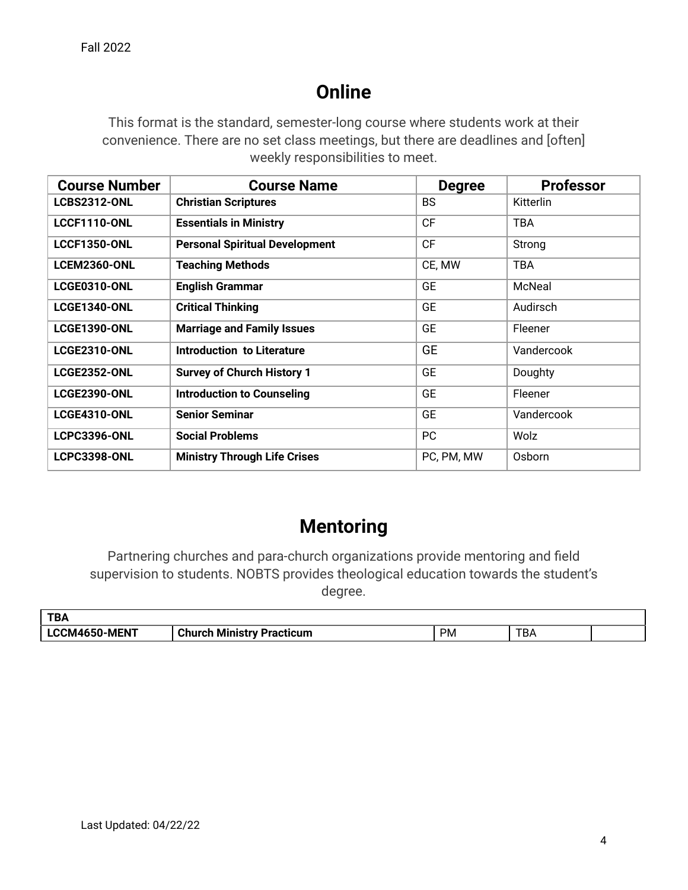## Online

This format is the standard, semester-long course where students work at their convenience. There are no set class meetings, but there are deadlines and [often] weekly responsibilities to meet.

| Course Number | Course Name | Degree | Professor |
|---|---|---|---|
| **LCBS2312-ONL** | **Christian Scriptures** | BS | Kitterlin |
| **LCCF1110-ONL** | **Essentials in Ministry** | CF | TBA |
| **LCCF1350-ONL** | **Personal Spiritual Development** | CF | Strong |
| **LCEM2360-ONL** | **Teaching Methods** | CE, MW | TBA |
| **LCGE0310-ONL** | **English Grammar** | GE | McNeal |
| **LCGE1340-ONL** | **Critical Thinking** | GE | Audirsch |
| **LCGE1390-ONL** | **Marriage and Family Issues** | GE | Fleener |
| **LCGE2310-ONL** | **Introduction to Literature** | GE | Vandercook |
| **LCGE2352-ONL** | **Survey of Church History 1** | GE | Doughty |
| **LCGE2390-ONL** | **Introduction to Counseling** | GE | Fleener |
| **LCGE4310-ONL** | **Senior Seminar** | GE | Vandercook |
| **LCPC3396-ONL** | **Social Problems** | PC | Wolz |
| **LCPC3398-ONL** | **Ministry Through Life Crises** | PC, PM, MW | Osborn |

## Mentoring

Partnering churches and para-church organizations provide mentoring and field supervision to students. NOBTS provides theological education towards the student's degree.

| **TBA** | | | | |
|---|---|---|---|---|
| **LCCM4650-MENT** | **Church Ministry Practicum** | PM | TBA | |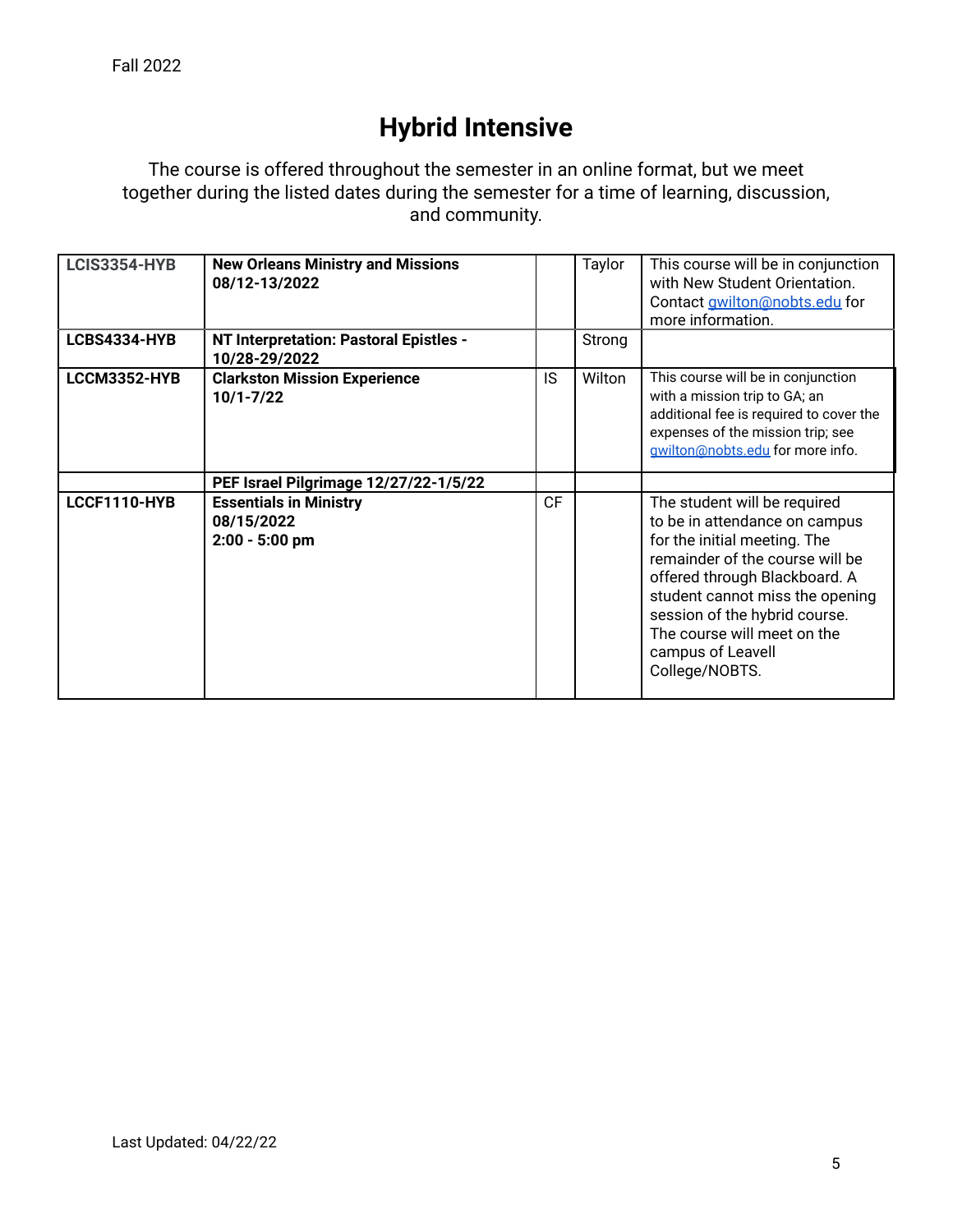Fall 2022

# Hybrid Intensive

The course is offered throughout the semester in an online format, but we meet together during the listed dates during the semester for a time of learning, discussion, and community.

| | | | | |
|---|---|---|---|---|
| **LCIS3354-HYB** | **New Orleans Ministry and Missions 08/12-13/2022** | | Taylor | This course will be in conjunction with New Student Orientation. Contact gwilton@nobts.edu for more information. |
| **LCBS4334-HYB** | **NT Interpretation: Pastoral Epistles - 10/28-29/2022** | | Strong | |
| **LCCM3352-HYB** | **Clarkston Mission Experience 10/1-7/22** | IS | Wilton | This course will be in conjunction with a mission trip to GA; an additional fee is required to cover the expenses of the mission trip; see gwilton@nobts.edu for more info. |
| | **PEF Israel Pilgrimage 12/27/22-1/5/22** | | | |
| **LCCF1110-HYB** | **Essentials in Ministry 08/15/2022 2:00 - 5:00 pm** | CF | | The student will be required to be in attendance on campus for the initial meeting. The remainder of the course will be offered through Blackboard. A student cannot miss the opening session of the hybrid course. The course will meet on the campus of Leavell College/NOBTS. |

Last Updated: 04/22/22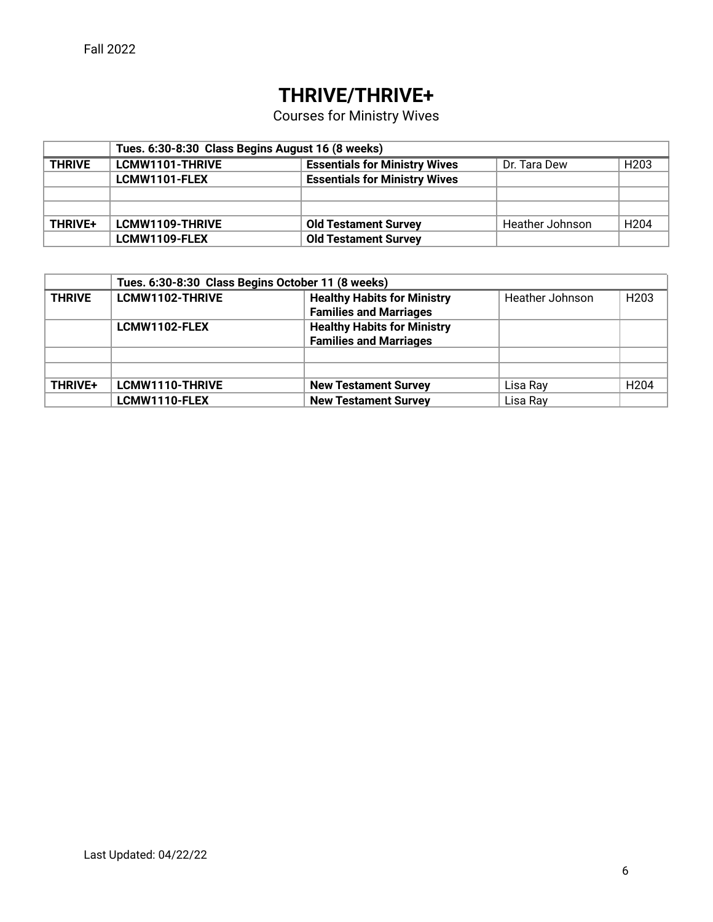Fall 2022

# THRIVE/THRIVE+

Courses for Ministry Wives

| | Tues. 6:30-8:30 Class Begins August 16 (8 weeks) | | | |
|---|---|---|---|---|
| **THRIVE** | **LCMW1101-THRIVE** | **Essentials for Ministry Wives** | Dr. Tara Dew | H203 |
| | **LCMW1101-FLEX** | **Essentials for Ministry Wives** | | |
| | | | | |
| | | | | |
| **THRIVE+** | **LCMW1109-THRIVE** | **Old Testament Survey** | Heather Johnson | H204 |
| | **LCMW1109-FLEX** | **Old Testament Survey** | | |

| | Tues. 6:30-8:30 Class Begins October 11 (8 weeks) | | | |
|---|---|---|---|---|
| **THRIVE** | **LCMW1102-THRIVE** | **Healthy Habits for Ministry Families and Marriages** | Heather Johnson | H203 |
| | **LCMW1102-FLEX** | **Healthy Habits for Ministry Families and Marriages** | | |
| | | | | |
| | | | | |
| **THRIVE+** | **LCMW1110-THRIVE** | **New Testament Survey** | Lisa Ray | H204 |
| | **LCMW1110-FLEX** | **New Testament Survey** | Lisa Ray | |

Last Updated: 04/22/22